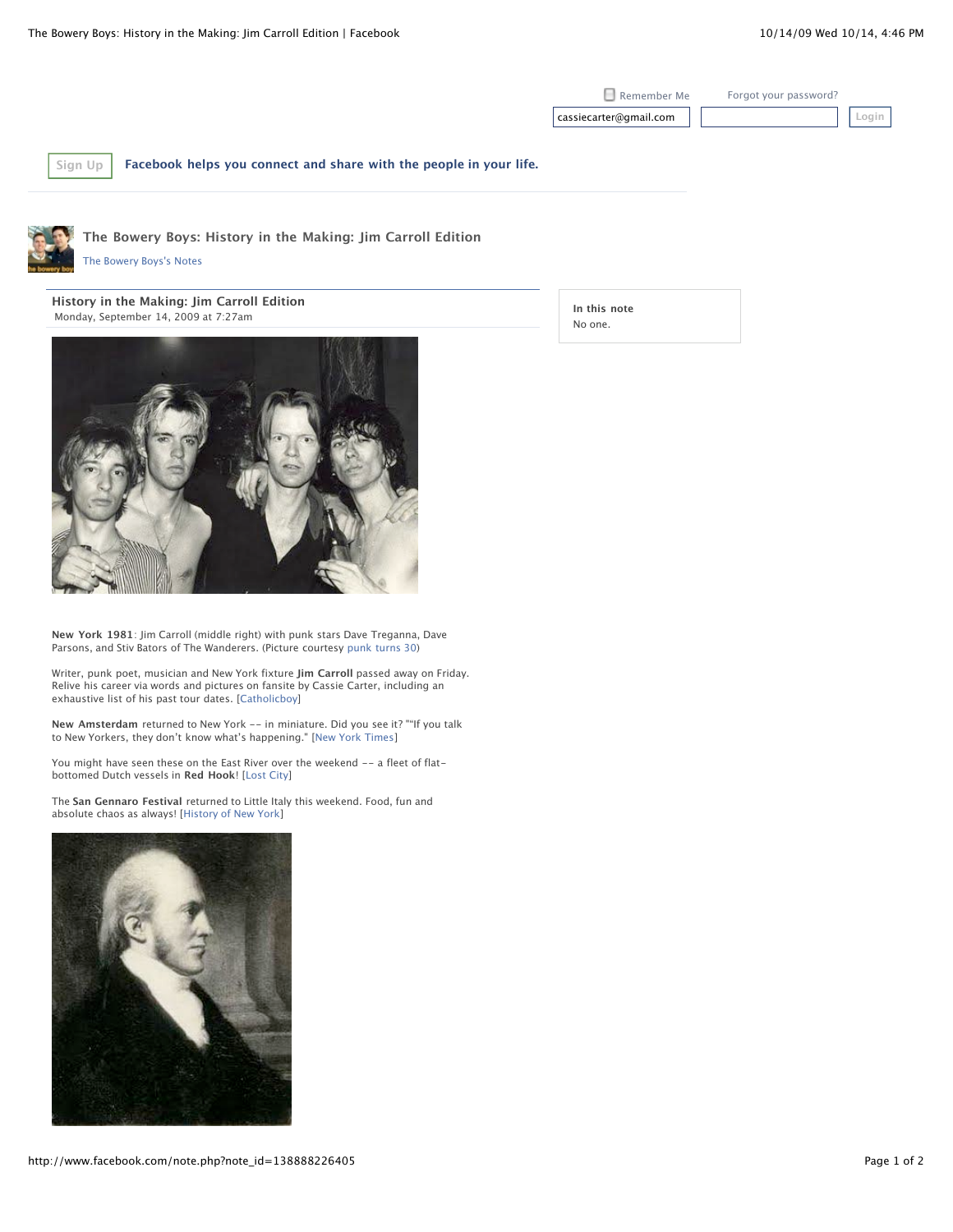Remember Me    Forgot your password?

cassiecarter@gmail.com    Login

Sign Up    **Facebook helps you connect and share with the people in your life.**

# The Bowery Boys: History in the Making: Jim Carroll Edition

The Bowery Boys's Notes

## History in the Making: Jim Carroll Edition

Monday, September 14, 2009 at 7:27am

**In this note**
No one.

**New York 1981**: Jim Carroll (middle right) with punk stars Dave Treganna, Dave Parsons, and Stiv Bators of The Wanderers. (Picture courtesy punk turns 30)

Writer, punk poet, musician and New York fixture **Jim Carroll** passed away on Friday. Relive his career via words and pictures on fansite by Cassie Carter, including an exhaustive list of his past tour dates. [Catholicboy]

**New Amsterdam** returned to New York -- in miniature. Did you see it? ""If you talk to New Yorkers, they don't know what's happening." [New York Times]

You might have seen these on the East River over the weekend -- a fleet of flat-bottomed Dutch vessels in **Red Hook**! [Lost City]

The **San Gennaro Festival** returned to Little Italy this weekend. Food, fun and absolute chaos as always! [History of New York]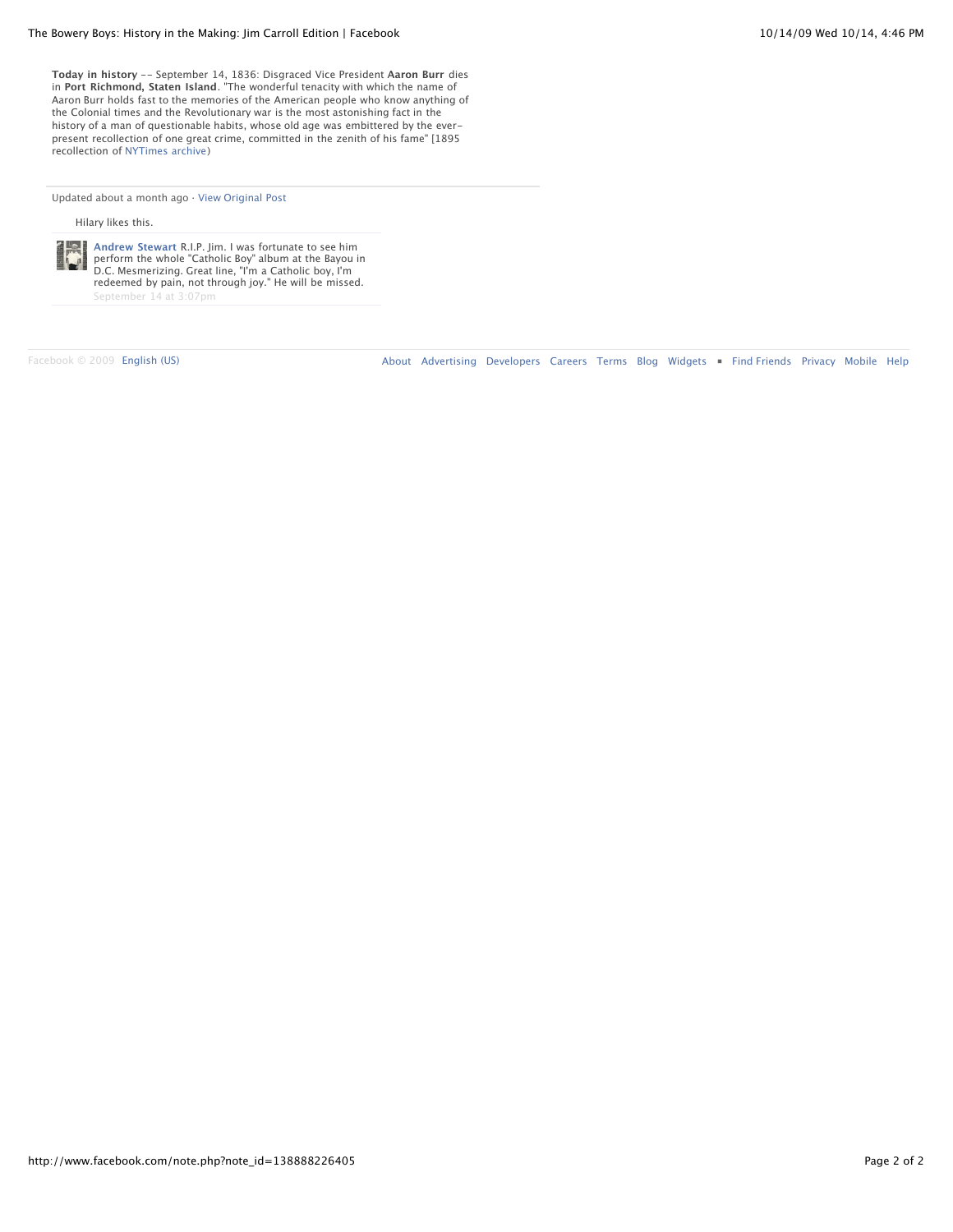**Today in history** -- September 14, 1836: Disgraced Vice President **Aaron Burr** dies in **Port Richmond, Staten Island**. "The wonderful tenacity with which the name of Aaron Burr holds fast to the memories of the American people who know anything of the Colonial times and the Revolutionary war is the most astonishing fact in the history of a man of questionable habits, whose old age was embittered by the ever-present recollection of one great crime, committed in the zenith of his fame" [1895 recollection of NYTimes archive)

Updated about a month ago · View Original Post

Hilary likes this.

**Andrew Stewart** R.I.P. Jim. I was fortunate to see him perform the whole "Catholic Boy" album at the Bayou in D.C. Mesmerizing. Great line, "I'm a Catholic boy, I'm redeemed by pain, not through joy." He will be missed.
September 14 at 3:07pm

Facebook © 2009 English (US)

About Advertising Developers Careers Terms Blog Widgets ▪ Find Friends Privacy Mobile Help